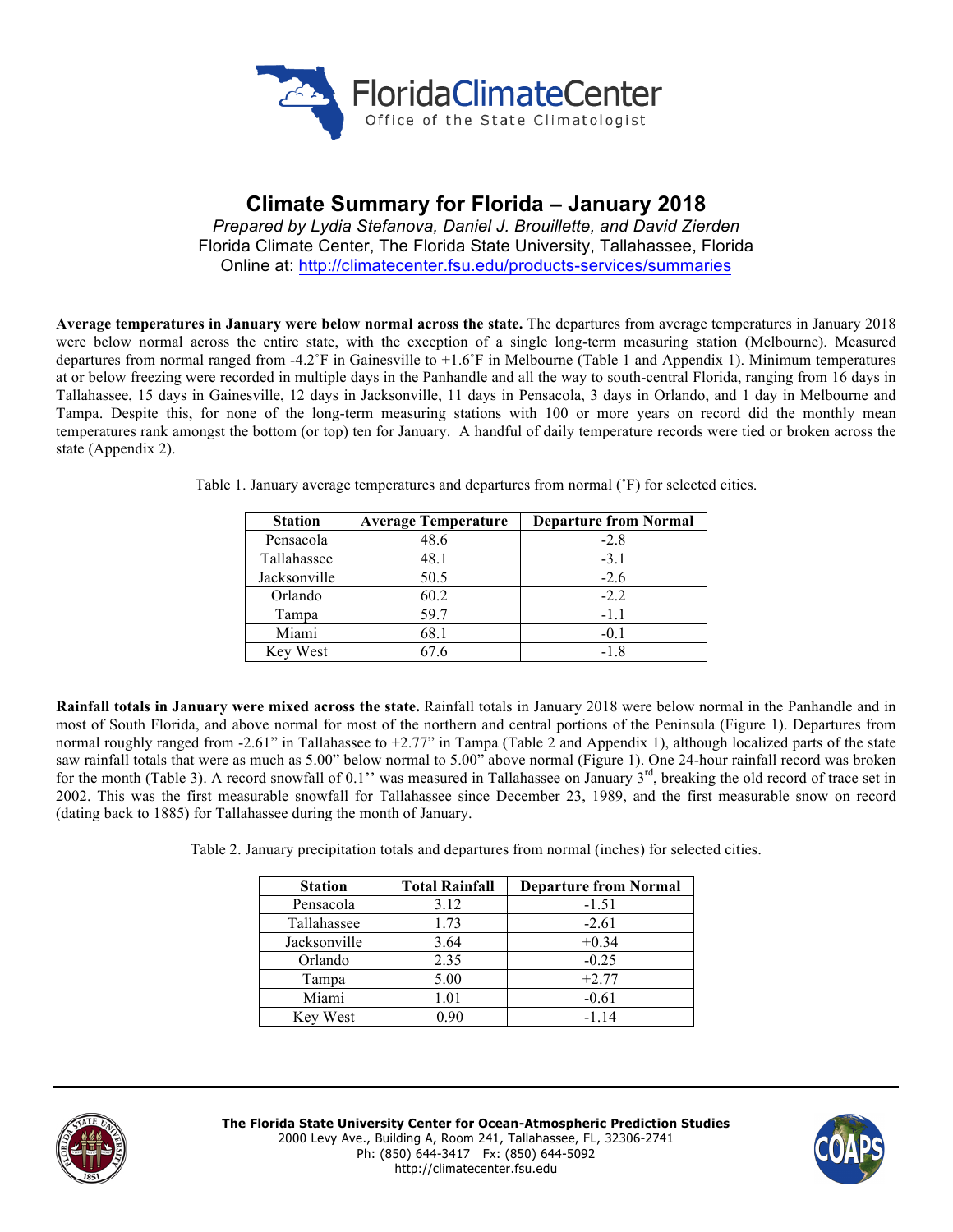# Climate Summary for Florida – January 2018

*Prepared by Lydia Stefanova, Daniel J. Brouillette, and David Zierden*
Florida Climate Center, The Florida State University, Tallahassee, Florida
Online at: http://climatecenter.fsu.edu/products-services/summaries

**Average temperatures in January were below normal across the state.** The departures from average temperatures in January 2018 were below normal across the entire state, with the exception of a single long-term measuring station (Melbourne). Measured departures from normal ranged from -4.2˚F in Gainesville to +1.6˚F in Melbourne (Table 1 and Appendix 1). Minimum temperatures at or below freezing were recorded in multiple days in the Panhandle and all the way to south-central Florida, ranging from 16 days in Tallahassee, 15 days in Gainesville, 12 days in Jacksonville, 11 days in Pensacola, 3 days in Orlando, and 1 day in Melbourne and Tampa. Despite this, for none of the long-term measuring stations with 100 or more years on record did the monthly mean temperatures rank amongst the bottom (or top) ten for January. A handful of daily temperature records were tied or broken across the state (Appendix 2).

Table 1. January average temperatures and departures from normal (˚F) for selected cities.

| Station | Average Temperature | Departure from Normal |
|---|---|---|
| Pensacola | 48.6 | -2.8 |
| Tallahassee | 48.1 | -3.1 |
| Jacksonville | 50.5 | -2.6 |
| Orlando | 60.2 | -2.2 |
| Tampa | 59.7 | -1.1 |
| Miami | 68.1 | -0.1 |
| Key West | 67.6 | -1.8 |

**Rainfall totals in January were mixed across the state.** Rainfall totals in January 2018 were below normal in the Panhandle and in most of South Florida, and above normal for most of the northern and central portions of the Peninsula (Figure 1). Departures from normal roughly ranged from -2.61" in Tallahassee to +2.77" in Tampa (Table 2 and Appendix 1), although localized parts of the state saw rainfall totals that were as much as 5.00" below normal to 5.00" above normal (Figure 1). One 24-hour rainfall record was broken for the month (Table 3). A record snowfall of 0.1'' was measured in Tallahassee on January 3rd, breaking the old record of trace set in 2002. This was the first measurable snowfall for Tallahassee since December 23, 1989, and the first measurable snow on record (dating back to 1885) for Tallahassee during the month of January.

Table 2. January precipitation totals and departures from normal (inches) for selected cities.

| Station | Total Rainfall | Departure from Normal |
|---|---|---|
| Pensacola | 3.12 | -1.51 |
| Tallahassee | 1.73 | -2.61 |
| Jacksonville | 3.64 | +0.34 |
| Orlando | 2.35 | -0.25 |
| Tampa | 5.00 | +2.77 |
| Miami | 1.01 | -0.61 |
| Key West | 0.90 | -1.14 |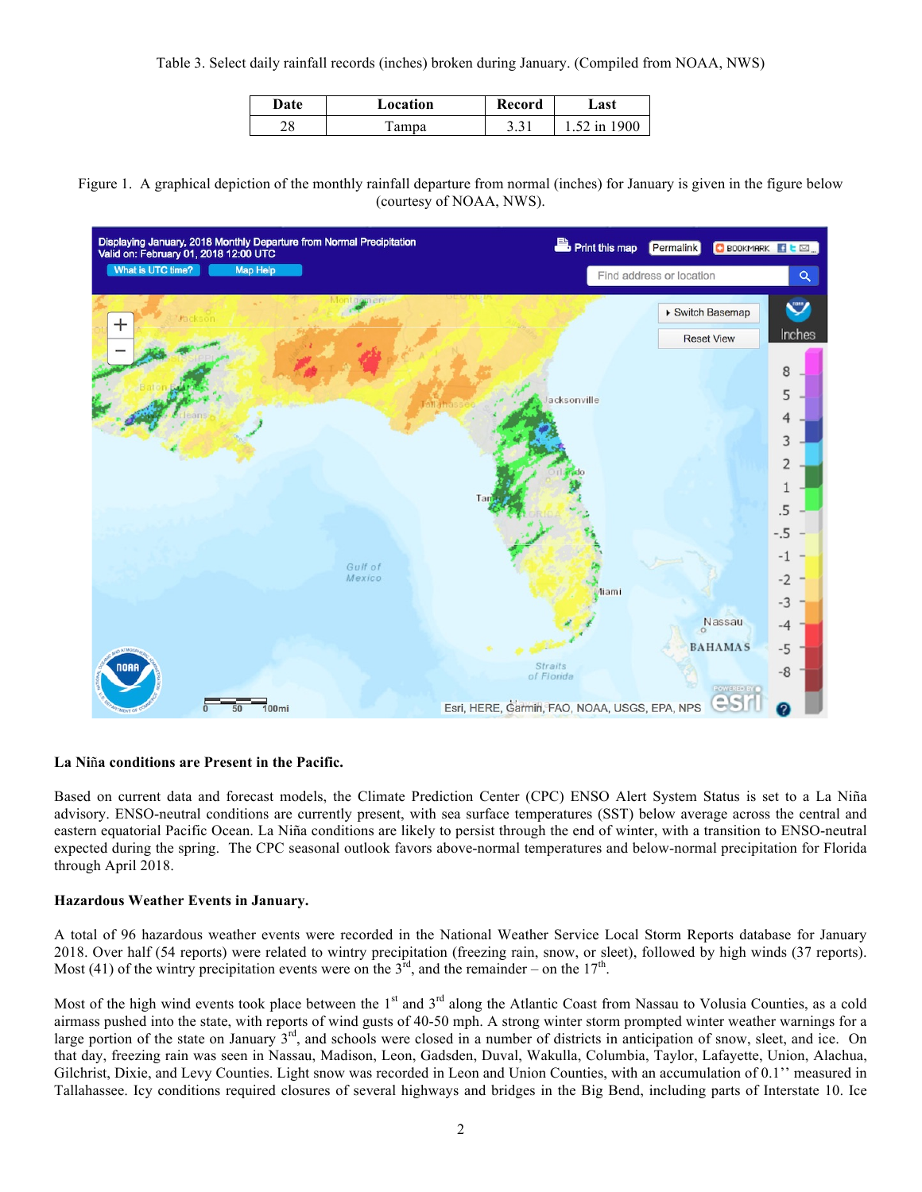Table 3. Select daily rainfall records (inches) broken during January. (Compiled from NOAA, NWS)

| Date | Location | Record | Last |
|---|---|---|---|
| 28 | Tampa | 3.31 | 1.52 in 1900 |

Figure 1. A graphical depiction of the monthly rainfall departure from normal (inches) for January is given in the figure below (courtesy of NOAA, NWS).

**La Niña conditions are Present in the Pacific.**

Based on current data and forecast models, the Climate Prediction Center (CPC) ENSO Alert System Status is set to a La Niña advisory. ENSO-neutral conditions are currently present, with sea surface temperatures (SST) below average across the central and eastern equatorial Pacific Ocean. La Niña conditions are likely to persist through the end of winter, with a transition to ENSO-neutral expected during the spring. The CPC seasonal outlook favors above-normal temperatures and below-normal precipitation for Florida through April 2018.

**Hazardous Weather Events in January.**

A total of 96 hazardous weather events were recorded in the National Weather Service Local Storm Reports database for January 2018. Over half (54 reports) were related to wintry precipitation (freezing rain, snow, or sleet), followed by high winds (37 reports). Most (41) of the wintry precipitation events were on the 3rd, and the remainder – on the 17th.

Most of the high wind events took place between the 1st and 3rd along the Atlantic Coast from Nassau to Volusia Counties, as a cold airmass pushed into the state, with reports of wind gusts of 40-50 mph. A strong winter storm prompted winter weather warnings for a large portion of the state on January 3rd, and schools were closed in a number of districts in anticipation of snow, sleet, and ice. On that day, freezing rain was seen in Nassau, Madison, Leon, Gadsden, Duval, Wakulla, Columbia, Taylor, Lafayette, Union, Alachua, Gilchrist, Dixie, and Levy Counties. Light snow was recorded in Leon and Union Counties, with an accumulation of 0.1'' measured in Tallahassee. Icy conditions required closures of several highways and bridges in the Big Bend, including parts of Interstate 10. Ice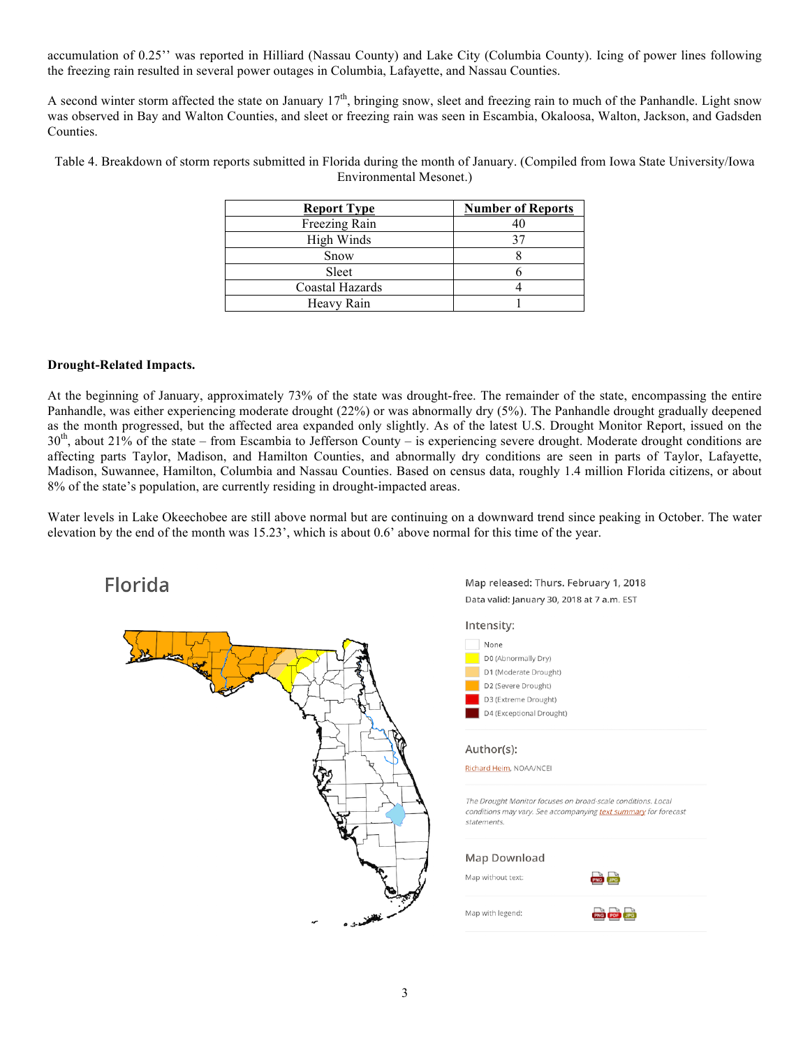accumulation of 0.25'' was reported in Hilliard (Nassau County) and Lake City (Columbia County). Icing of power lines following the freezing rain resulted in several power outages in Columbia, Lafayette, and Nassau Counties.

A second winter storm affected the state on January 17th, bringing snow, sleet and freezing rain to much of the Panhandle. Light snow was observed in Bay and Walton Counties, and sleet or freezing rain was seen in Escambia, Okaloosa, Walton, Jackson, and Gadsden Counties.

Table 4. Breakdown of storm reports submitted in Florida during the month of January. (Compiled from Iowa State University/Iowa Environmental Mesonet.)

| Report Type | Number of Reports |
|---|---|
| Freezing Rain | 40 |
| High Winds | 37 |
| Snow | 8 |
| Sleet | 6 |
| Coastal Hazards | 4 |
| Heavy Rain | 1 |

**Drought-Related Impacts.**

At the beginning of January, approximately 73% of the state was drought-free. The remainder of the state, encompassing the entire Panhandle, was either experiencing moderate drought (22%) or was abnormally dry (5%). The Panhandle drought gradually deepened as the month progressed, but the affected area expanded only slightly. As of the latest U.S. Drought Monitor Report, issued on the 30th, about 21% of the state – from Escambia to Jefferson County – is experiencing severe drought. Moderate drought conditions are affecting parts Taylor, Madison, and Hamilton Counties, and abnormally dry conditions are seen in parts of Taylor, Lafayette, Madison, Suwannee, Hamilton, Columbia and Nassau Counties. Based on census data, roughly 1.4 million Florida citizens, or about 8% of the state's population, are currently residing in drought-impacted areas.

Water levels in Lake Okeechobee are still above normal but are continuing on a downward trend since peaking in October. The water elevation by the end of the month was 15.23', which is about 0.6' above normal for this time of the year.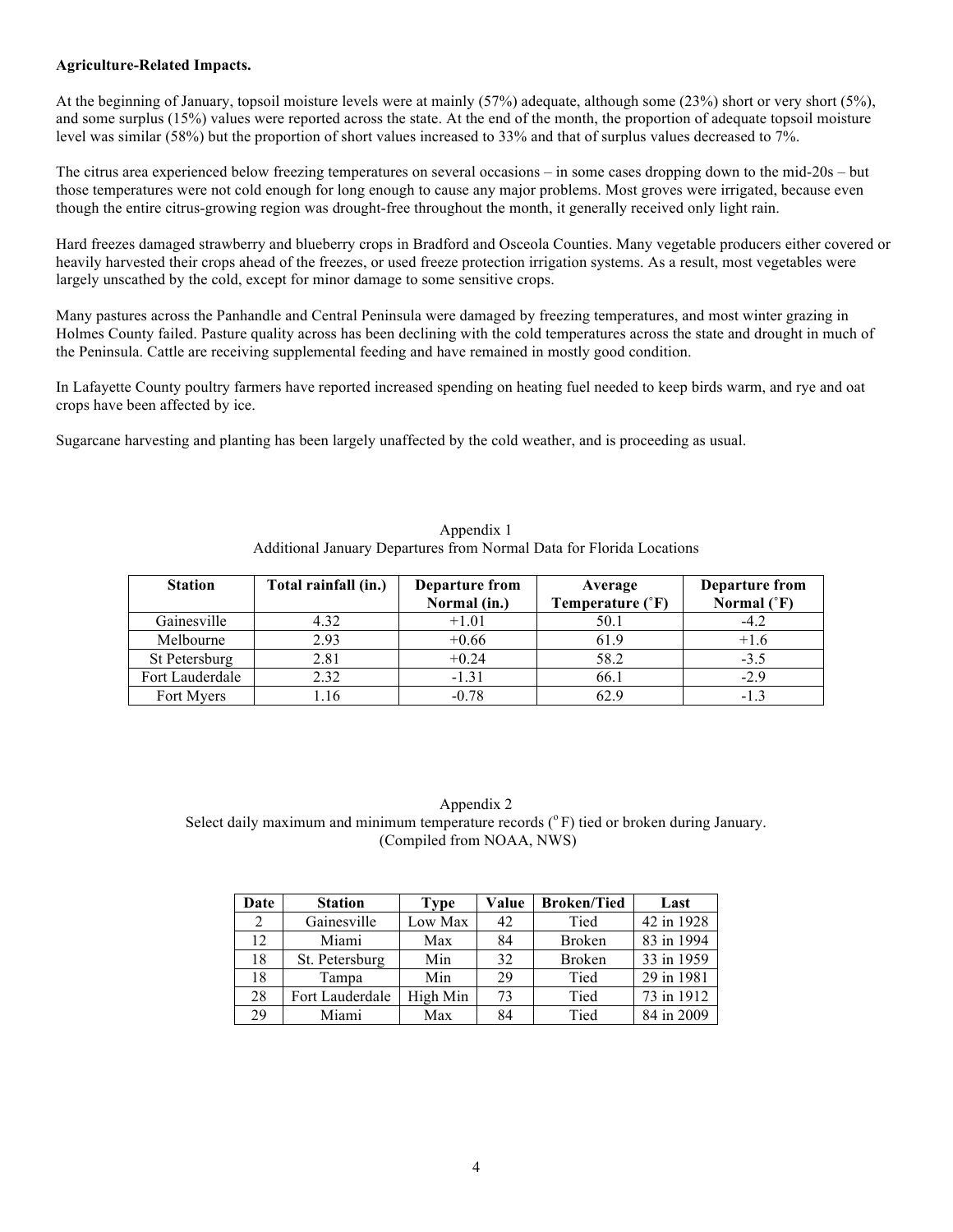**Agriculture-Related Impacts.**

At the beginning of January, topsoil moisture levels were at mainly (57%) adequate, although some (23%) short or very short (5%), and some surplus (15%) values were reported across the state. At the end of the month, the proportion of adequate topsoil moisture level was similar (58%) but the proportion of short values increased to 33% and that of surplus values decreased to 7%.

The citrus area experienced below freezing temperatures on several occasions – in some cases dropping down to the mid-20s – but those temperatures were not cold enough for long enough to cause any major problems. Most groves were irrigated, because even though the entire citrus-growing region was drought-free throughout the month, it generally received only light rain.

Hard freezes damaged strawberry and blueberry crops in Bradford and Osceola Counties. Many vegetable producers either covered or heavily harvested their crops ahead of the freezes, or used freeze protection irrigation systems. As a result, most vegetables were largely unscathed by the cold, except for minor damage to some sensitive crops.

Many pastures across the Panhandle and Central Peninsula were damaged by freezing temperatures, and most winter grazing in Holmes County failed. Pasture quality across has been declining with the cold temperatures across the state and drought in much of the Peninsula. Cattle are receiving supplemental feeding and have remained in mostly good condition.

In Lafayette County poultry farmers have reported increased spending on heating fuel needed to keep birds warm, and rye and oat crops have been affected by ice.

Sugarcane harvesting and planting has been largely unaffected by the cold weather, and is proceeding as usual.

Appendix 1
Additional January Departures from Normal Data for Florida Locations

| Station | Total rainfall (in.) | Departure from Normal (in.) | Average Temperature (˚F) | Departure from Normal (˚F) |
|---|---|---|---|---|
| Gainesville | 4.32 | +1.01 | 50.1 | -4.2 |
| Melbourne | 2.93 | +0.66 | 61.9 | +1.6 |
| St Petersburg | 2.81 | +0.24 | 58.2 | -3.5 |
| Fort Lauderdale | 2.32 | -1.31 | 66.1 | -2.9 |
| Fort Myers | 1.16 | -0.78 | 62.9 | -1.3 |

Appendix 2
Select daily maximum and minimum temperature records ($^{o}$F) tied or broken during January.
(Compiled from NOAA, NWS)

| Date | Station | Type | Value | Broken/Tied | Last |
|---|---|---|---|---|---|
| 2 | Gainesville | Low Max | 42 | Tied | 42 in 1928 |
| 12 | Miami | Max | 84 | Broken | 83 in 1994 |
| 18 | St. Petersburg | Min | 32 | Broken | 33 in 1959 |
| 18 | Tampa | Min | 29 | Tied | 29 in 1981 |
| 28 | Fort Lauderdale | High Min | 73 | Tied | 73 in 1912 |
| 29 | Miami | Max | 84 | Tied | 84 in 2009 |